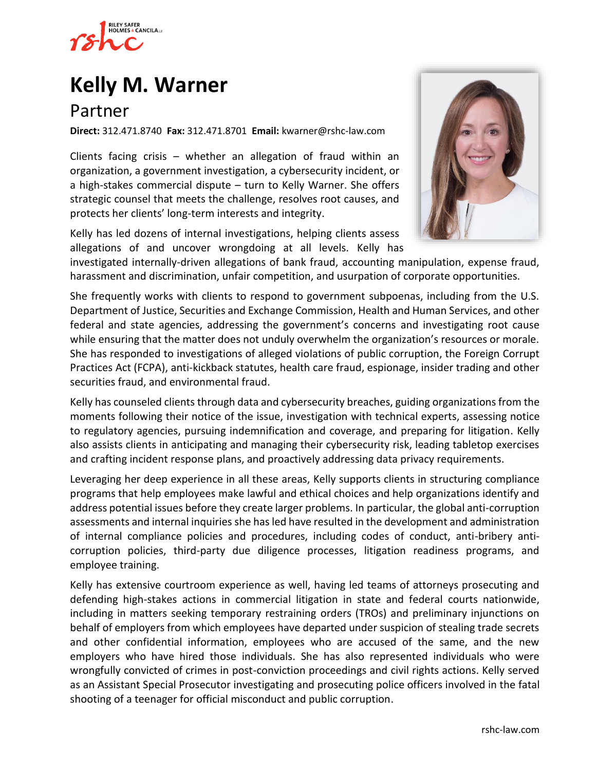# Kelly M. Warner

## Partner

**Direct:** 312.471.8740 **Fax:** 312.471.8701 **Email:** kwarner@rshc-law.com

Clients facing crisis – whether an allegation of fraud within an organization, a government investigation, a cybersecurity incident, or a high-stakes commercial dispute – turn to Kelly Warner. She offers strategic counsel that meets the challenge, resolves root causes, and protects her clients' long-term interests and integrity.

Kelly has led dozens of internal investigations, helping clients assess allegations of and uncover wrongdoing at all levels. Kelly has investigated internally-driven allegations of bank fraud, accounting manipulation, expense fraud, harassment and discrimination, unfair competition, and usurpation of corporate opportunities.

She frequently works with clients to respond to government subpoenas, including from the U.S. Department of Justice, Securities and Exchange Commission, Health and Human Services, and other federal and state agencies, addressing the government's concerns and investigating root cause while ensuring that the matter does not unduly overwhelm the organization's resources or morale. She has responded to investigations of alleged violations of public corruption, the Foreign Corrupt Practices Act (FCPA), anti-kickback statutes, health care fraud, espionage, insider trading and other securities fraud, and environmental fraud.

Kelly has counseled clients through data and cybersecurity breaches, guiding organizations from the moments following their notice of the issue, investigation with technical experts, assessing notice to regulatory agencies, pursuing indemnification and coverage, and preparing for litigation. Kelly also assists clients in anticipating and managing their cybersecurity risk, leading tabletop exercises and crafting incident response plans, and proactively addressing data privacy requirements.

Leveraging her deep experience in all these areas, Kelly supports clients in structuring compliance programs that help employees make lawful and ethical choices and help organizations identify and address potential issues before they create larger problems. In particular, the global anti-corruption assessments and internal inquiries she has led have resulted in the development and administration of internal compliance policies and procedures, including codes of conduct, anti-bribery anti-corruption policies, third-party due diligence processes, litigation readiness programs, and employee training.

Kelly has extensive courtroom experience as well, having led teams of attorneys prosecuting and defending high-stakes actions in commercial litigation in state and federal courts nationwide, including in matters seeking temporary restraining orders (TROs) and preliminary injunctions on behalf of employers from which employees have departed under suspicion of stealing trade secrets and other confidential information, employees who are accused of the same, and the new employers who have hired those individuals. She has also represented individuals who were wrongfully convicted of crimes in post-conviction proceedings and civil rights actions. Kelly served as an Assistant Special Prosecutor investigating and prosecuting police officers involved in the fatal shooting of a teenager for official misconduct and public corruption.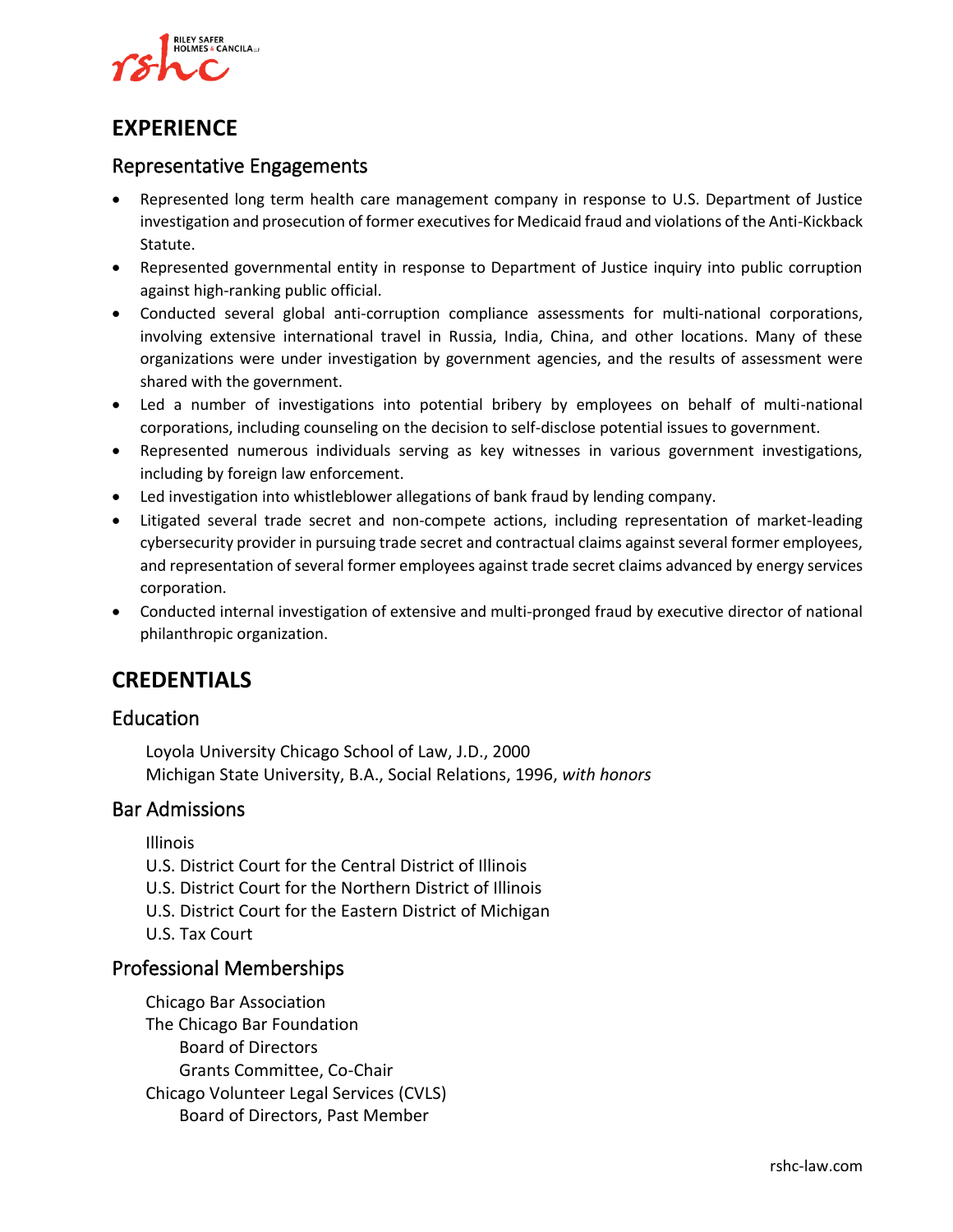# EXPERIENCE

## Representative Engagements

- Represented long term health care management company in response to U.S. Department of Justice investigation and prosecution of former executives for Medicaid fraud and violations of the Anti-Kickback Statute.
- Represented governmental entity in response to Department of Justice inquiry into public corruption against high-ranking public official.
- Conducted several global anti-corruption compliance assessments for multi-national corporations, involving extensive international travel in Russia, India, China, and other locations. Many of these organizations were under investigation by government agencies, and the results of assessment were shared with the government.
- Led a number of investigations into potential bribery by employees on behalf of multi-national corporations, including counseling on the decision to self-disclose potential issues to government.
- Represented numerous individuals serving as key witnesses in various government investigations, including by foreign law enforcement.
- Led investigation into whistleblower allegations of bank fraud by lending company.
- Litigated several trade secret and non-compete actions, including representation of market-leading cybersecurity provider in pursuing trade secret and contractual claims against several former employees, and representation of several former employees against trade secret claims advanced by energy services corporation.
- Conducted internal investigation of extensive and multi-pronged fraud by executive director of national philanthropic organization.

# CREDENTIALS

## Education

Loyola University Chicago School of Law, J.D., 2000
Michigan State University, B.A., Social Relations, 1996, *with honors*

## Bar Admissions

Illinois
U.S. District Court for the Central District of Illinois
U.S. District Court for the Northern District of Illinois
U.S. District Court for the Eastern District of Michigan
U.S. Tax Court

## Professional Memberships

Chicago Bar Association
The Chicago Bar Foundation
- Board of Directors
- Grants Committee, Co-Chair

Chicago Volunteer Legal Services (CVLS)
- Board of Directors, Past Member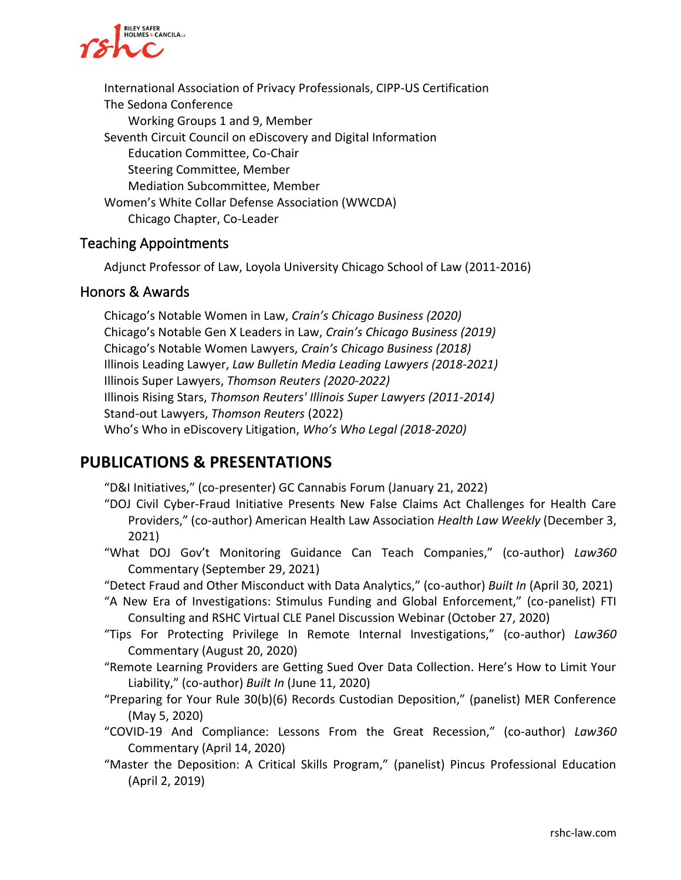International Association of Privacy Professionals, CIPP-US Certification
The Sedona Conference
- Working Groups 1 and 9, Member

Seventh Circuit Council on eDiscovery and Digital Information
- Education Committee, Co-Chair
- Steering Committee, Member
- Mediation Subcommittee, Member

Women's White Collar Defense Association (WWCDA)
- Chicago Chapter, Co-Leader

## Teaching Appointments

Adjunct Professor of Law, Loyola University Chicago School of Law (2011-2016)

## Honors & Awards

Chicago's Notable Women in Law, *Crain's Chicago Business (2020)*
Chicago's Notable Gen X Leaders in Law, *Crain's Chicago Business (2019)*
Chicago's Notable Women Lawyers, *Crain's Chicago Business (2018)*
Illinois Leading Lawyer, *Law Bulletin Media Leading Lawyers (2018-2021)*
Illinois Super Lawyers, *Thomson Reuters (2020-2022)*
Illinois Rising Stars, *Thomson Reuters' Illinois Super Lawyers (2011-2014)*
Stand-out Lawyers, *Thomson Reuters* (2022)
Who's Who in eDiscovery Litigation, *Who's Who Legal (2018-2020)*

# PUBLICATIONS & PRESENTATIONS

"D&I Initiatives," (co-presenter) GC Cannabis Forum (January 21, 2022)

"DOJ Civil Cyber-Fraud Initiative Presents New False Claims Act Challenges for Health Care Providers," (co-author) American Health Law Association *Health Law Weekly* (December 3, 2021)

"What DOJ Gov't Monitoring Guidance Can Teach Companies," (co-author) *Law360* Commentary (September 29, 2021)

"Detect Fraud and Other Misconduct with Data Analytics," (co-author) *Built In* (April 30, 2021)

"A New Era of Investigations: Stimulus Funding and Global Enforcement," (co-panelist) FTI Consulting and RSHC Virtual CLE Panel Discussion Webinar (October 27, 2020)

"Tips For Protecting Privilege In Remote Internal Investigations," (co-author) *Law360* Commentary (August 20, 2020)

"Remote Learning Providers are Getting Sued Over Data Collection. Here's How to Limit Your Liability," (co-author) *Built In* (June 11, 2020)

"Preparing for Your Rule 30(b)(6) Records Custodian Deposition," (panelist) MER Conference (May 5, 2020)

"COVID-19 And Compliance: Lessons From the Great Recession," (co-author) *Law360* Commentary (April 14, 2020)

"Master the Deposition: A Critical Skills Program," (panelist) Pincus Professional Education (April 2, 2019)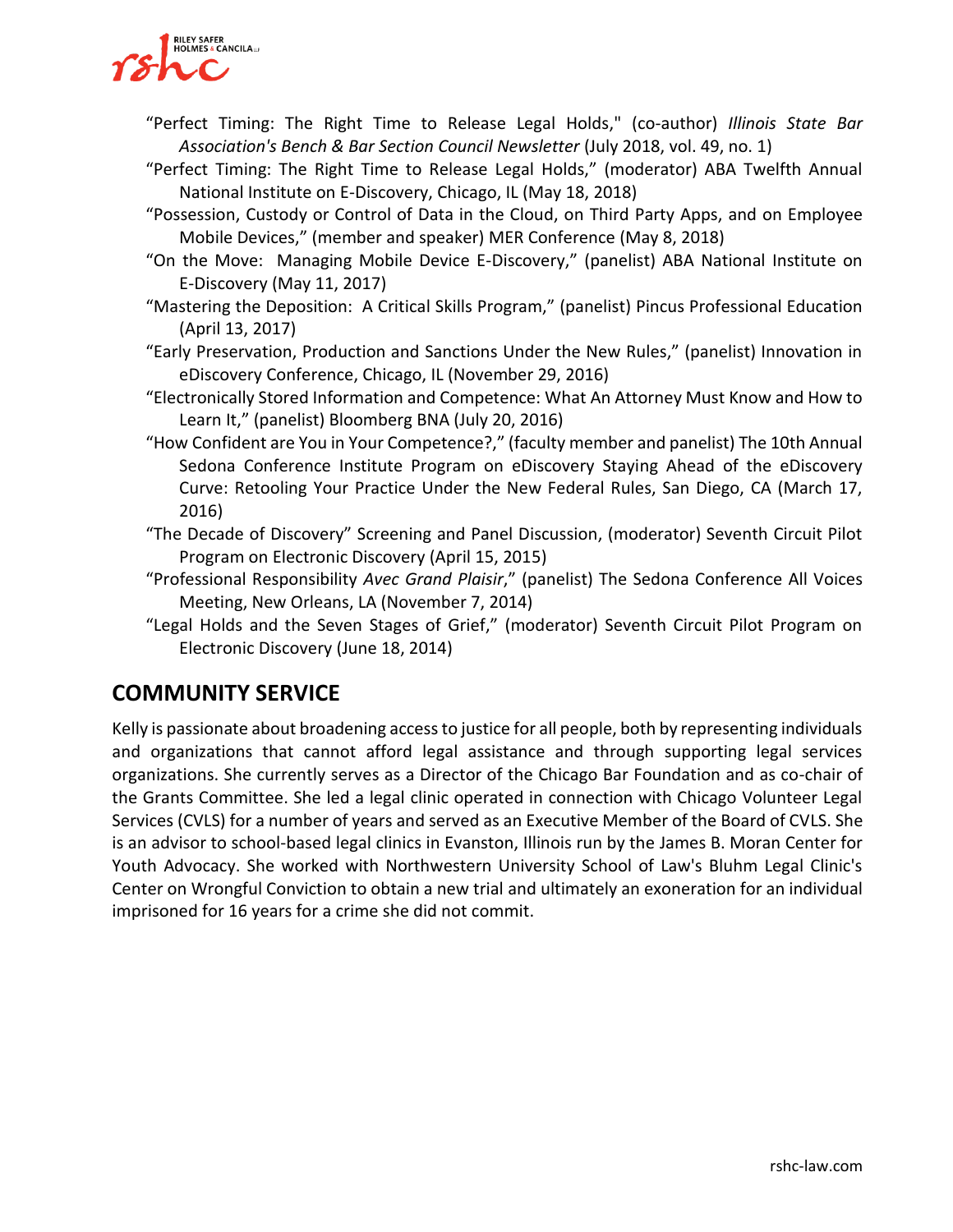"Perfect Timing: The Right Time to Release Legal Holds," (co-author) *Illinois State Bar Association's Bench & Bar Section Council Newsletter* (July 2018, vol. 49, no. 1)

"Perfect Timing: The Right Time to Release Legal Holds," (moderator) ABA Twelfth Annual National Institute on E-Discovery, Chicago, IL (May 18, 2018)

"Possession, Custody or Control of Data in the Cloud, on Third Party Apps, and on Employee Mobile Devices," (member and speaker) MER Conference (May 8, 2018)

"On the Move: Managing Mobile Device E-Discovery," (panelist) ABA National Institute on E-Discovery (May 11, 2017)

"Mastering the Deposition: A Critical Skills Program," (panelist) Pincus Professional Education (April 13, 2017)

"Early Preservation, Production and Sanctions Under the New Rules," (panelist) Innovation in eDiscovery Conference, Chicago, IL (November 29, 2016)

"Electronically Stored Information and Competence: What An Attorney Must Know and How to Learn It," (panelist) Bloomberg BNA (July 20, 2016)

"How Confident are You in Your Competence?," (faculty member and panelist) The 10th Annual Sedona Conference Institute Program on eDiscovery Staying Ahead of the eDiscovery Curve: Retooling Your Practice Under the New Federal Rules, San Diego, CA (March 17, 2016)

"The Decade of Discovery" Screening and Panel Discussion, (moderator) Seventh Circuit Pilot Program on Electronic Discovery (April 15, 2015)

"Professional Responsibility *Avec Grand Plaisir*," (panelist) The Sedona Conference All Voices Meeting, New Orleans, LA (November 7, 2014)

"Legal Holds and the Seven Stages of Grief," (moderator) Seventh Circuit Pilot Program on Electronic Discovery (June 18, 2014)

## COMMUNITY SERVICE

Kelly is passionate about broadening access to justice for all people, both by representing individuals and organizations that cannot afford legal assistance and through supporting legal services organizations. She currently serves as a Director of the Chicago Bar Foundation and as co-chair of the Grants Committee. She led a legal clinic operated in connection with Chicago Volunteer Legal Services (CVLS) for a number of years and served as an Executive Member of the Board of CVLS. She is an advisor to school-based legal clinics in Evanston, Illinois run by the James B. Moran Center for Youth Advocacy. She worked with Northwestern University School of Law's Bluhm Legal Clinic's Center on Wrongful Conviction to obtain a new trial and ultimately an exoneration for an individual imprisoned for 16 years for a crime she did not commit.